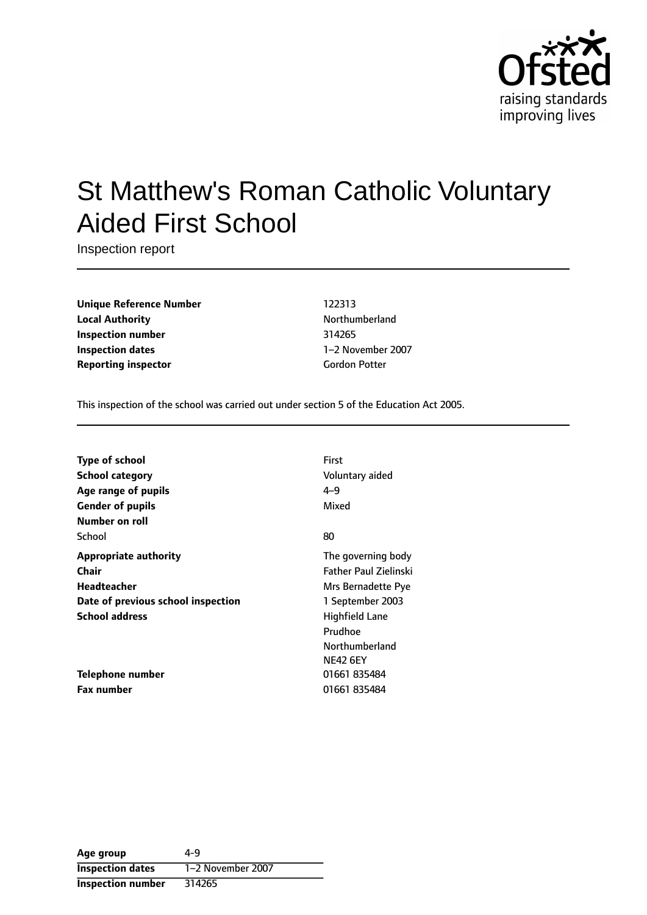# St Matthew's Roman Catholic Voluntary Aided First School

Inspection report

| | |
|---|---|
| **Unique Reference Number** | 122313 |
| **Local Authority** | Northumberland |
| **Inspection number** | 314265 |
| **Inspection dates** | 1–2 November 2007 |
| **Reporting inspector** | Gordon Potter |

This inspection of the school was carried out under section 5 of the Education Act 2005.

| | |
|---|---|
| **Type of school** | First |
| **School category** | Voluntary aided |
| **Age range of pupils** | 4–9 |
| **Gender of pupils** | Mixed |
| **Number on roll** | |
| School | 80 |
| **Appropriate authority** | The governing body |
| **Chair** | Father Paul Zielinski |
| **Headteacher** | Mrs Bernadette Pye |
| **Date of previous school inspection** | 1 September 2003 |
| **School address** | Highfield Lane<br>Prudhoe<br>Northumberland<br>NE42 6EY |
| **Telephone number** | 01661 835484 |
| **Fax number** | 01661 835484 |

| | |
|---|---|
| **Age group** | 4-9 |
| **Inspection dates** | 1–2 November 2007 |
| **Inspection number** | 314265 |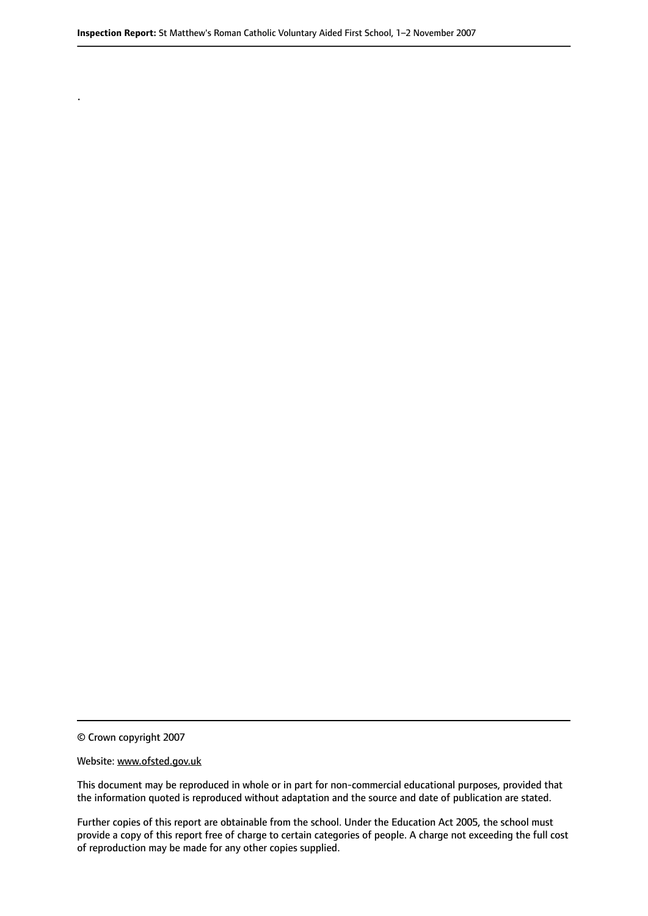.

© Crown copyright 2007

Website: www.ofsted.gov.uk

This document may be reproduced in whole or in part for non-commercial educational purposes, provided that the information quoted is reproduced without adaptation and the source and date of publication are stated.

Further copies of this report are obtainable from the school. Under the Education Act 2005, the school must provide a copy of this report free of charge to certain categories of people. A charge not exceeding the full cost of reproduction may be made for any other copies supplied.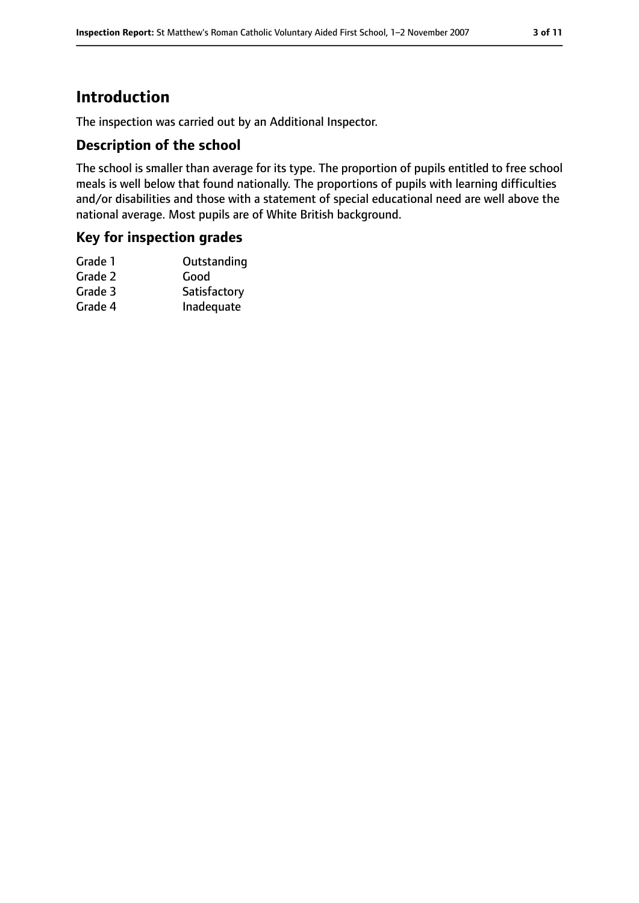# Introduction

The inspection was carried out by an Additional Inspector.

## Description of the school

The school is smaller than average for its type. The proportion of pupils entitled to free school meals is well below that found nationally. The proportions of pupils with learning difficulties and/or disabilities and those with a statement of special educational need are well above the national average. Most pupils are of White British background.

## Key for inspection grades

| | |
|---|---|
| Grade 1 | Outstanding |
| Grade 2 | Good |
| Grade 3 | Satisfactory |
| Grade 4 | Inadequate |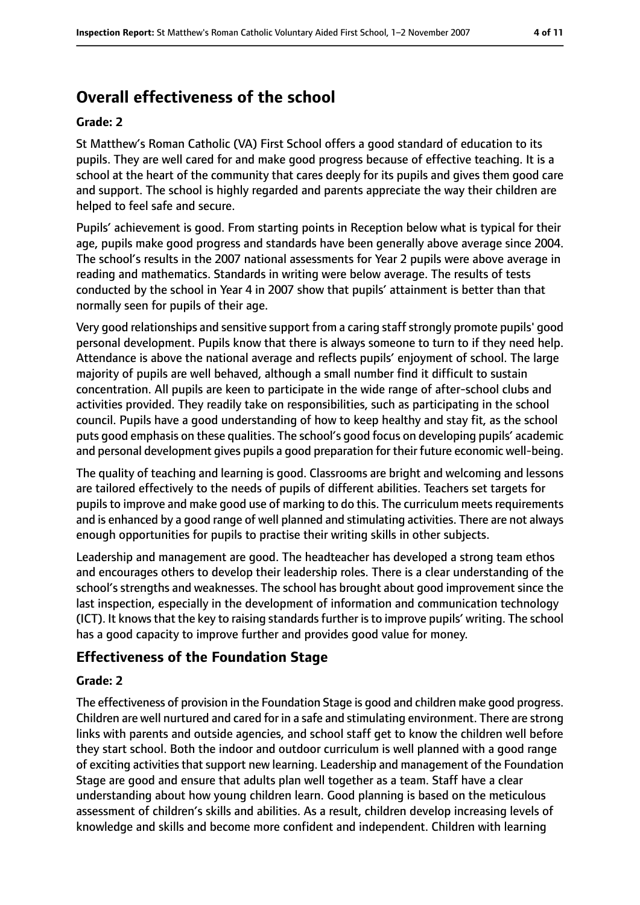## Overall effectiveness of the school

### Grade: 2

St Matthew's Roman Catholic (VA) First School offers a good standard of education to its pupils. They are well cared for and make good progress because of effective teaching. It is a school at the heart of the community that cares deeply for its pupils and gives them good care and support. The school is highly regarded and parents appreciate the way their children are helped to feel safe and secure.

Pupils' achievement is good. From starting points in Reception below what is typical for their age, pupils make good progress and standards have been generally above average since 2004. The school's results in the 2007 national assessments for Year 2 pupils were above average in reading and mathematics. Standards in writing were below average. The results of tests conducted by the school in Year 4 in 2007 show that pupils' attainment is better than that normally seen for pupils of their age.

Very good relationships and sensitive support from a caring staff strongly promote pupils' good personal development. Pupils know that there is always someone to turn to if they need help. Attendance is above the national average and reflects pupils' enjoyment of school. The large majority of pupils are well behaved, although a small number find it difficult to sustain concentration. All pupils are keen to participate in the wide range of after-school clubs and activities provided. They readily take on responsibilities, such as participating in the school council. Pupils have a good understanding of how to keep healthy and stay fit, as the school puts good emphasis on these qualities. The school's good focus on developing pupils' academic and personal development gives pupils a good preparation for their future economic well-being.

The quality of teaching and learning is good. Classrooms are bright and welcoming and lessons are tailored effectively to the needs of pupils of different abilities. Teachers set targets for pupils to improve and make good use of marking to do this. The curriculum meets requirements and is enhanced by a good range of well planned and stimulating activities. There are not always enough opportunities for pupils to practise their writing skills in other subjects.

Leadership and management are good. The headteacher has developed a strong team ethos and encourages others to develop their leadership roles. There is a clear understanding of the school's strengths and weaknesses. The school has brought about good improvement since the last inspection, especially in the development of information and communication technology (ICT). It knows that the key to raising standards further is to improve pupils' writing. The school has a good capacity to improve further and provides good value for money.

## Effectiveness of the Foundation Stage

### Grade: 2

The effectiveness of provision in the Foundation Stage is good and children make good progress. Children are well nurtured and cared for in a safe and stimulating environment. There are strong links with parents and outside agencies, and school staff get to know the children well before they start school. Both the indoor and outdoor curriculum is well planned with a good range of exciting activities that support new learning. Leadership and management of the Foundation Stage are good and ensure that adults plan well together as a team. Staff have a clear understanding about how young children learn. Good planning is based on the meticulous assessment of children's skills and abilities. As a result, children develop increasing levels of knowledge and skills and become more confident and independent. Children with learning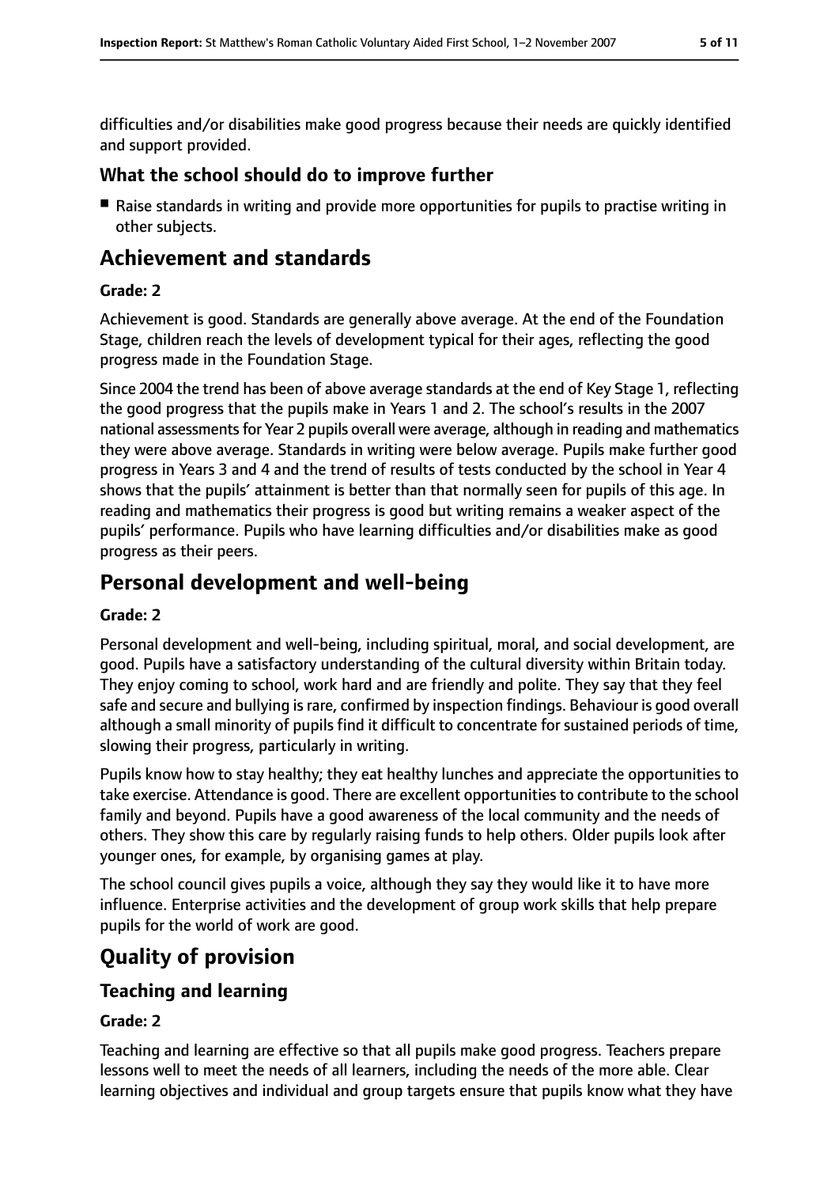difficulties and/or disabilities make good progress because their needs are quickly identified and support provided.

### What the school should do to improve further

- Raise standards in writing and provide more opportunities for pupils to practise writing in other subjects.

## Achievement and standards

#### Grade: 2

Achievement is good. Standards are generally above average. At the end of the Foundation Stage, children reach the levels of development typical for their ages, reflecting the good progress made in the Foundation Stage.

Since 2004 the trend has been of above average standards at the end of Key Stage 1, reflecting the good progress that the pupils make in Years 1 and 2. The school's results in the 2007 national assessments for Year 2 pupils overall were average, although in reading and mathematics they were above average. Standards in writing were below average. Pupils make further good progress in Years 3 and 4 and the trend of results of tests conducted by the school in Year 4 shows that the pupils' attainment is better than that normally seen for pupils of this age. In reading and mathematics their progress is good but writing remains a weaker aspect of the pupils' performance. Pupils who have learning difficulties and/or disabilities make as good progress as their peers.

## Personal development and well-being

#### Grade: 2

Personal development and well-being, including spiritual, moral, and social development, are good. Pupils have a satisfactory understanding of the cultural diversity within Britain today. They enjoy coming to school, work hard and are friendly and polite. They say that they feel safe and secure and bullying is rare, confirmed by inspection findings. Behaviour is good overall although a small minority of pupils find it difficult to concentrate for sustained periods of time, slowing their progress, particularly in writing.

Pupils know how to stay healthy; they eat healthy lunches and appreciate the opportunities to take exercise. Attendance is good. There are excellent opportunities to contribute to the school family and beyond. Pupils have a good awareness of the local community and the needs of others. They show this care by regularly raising funds to help others. Older pupils look after younger ones, for example, by organising games at play.

The school council gives pupils a voice, although they say they would like it to have more influence. Enterprise activities and the development of group work skills that help prepare pupils for the world of work are good.

## Quality of provision

### Teaching and learning

#### Grade: 2

Teaching and learning are effective so that all pupils make good progress. Teachers prepare lessons well to meet the needs of all learners, including the needs of the more able. Clear learning objectives and individual and group targets ensure that pupils know what they have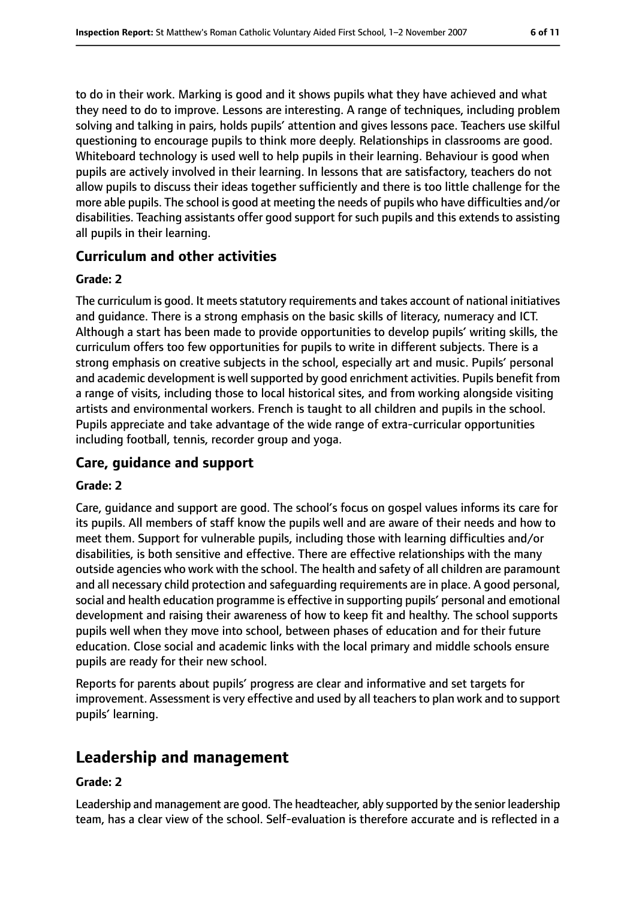to do in their work. Marking is good and it shows pupils what they have achieved and what they need to do to improve. Lessons are interesting. A range of techniques, including problem solving and talking in pairs, holds pupils' attention and gives lessons pace. Teachers use skilful questioning to encourage pupils to think more deeply. Relationships in classrooms are good. Whiteboard technology is used well to help pupils in their learning. Behaviour is good when pupils are actively involved in their learning. In lessons that are satisfactory, teachers do not allow pupils to discuss their ideas together sufficiently and there is too little challenge for the more able pupils. The school is good at meeting the needs of pupils who have difficulties and/or disabilities. Teaching assistants offer good support for such pupils and this extends to assisting all pupils in their learning.

### Curriculum and other activities

#### Grade: 2

The curriculum is good. It meets statutory requirements and takes account of national initiatives and guidance. There is a strong emphasis on the basic skills of literacy, numeracy and ICT. Although a start has been made to provide opportunities to develop pupils' writing skills, the curriculum offers too few opportunities for pupils to write in different subjects. There is a strong emphasis on creative subjects in the school, especially art and music. Pupils' personal and academic development is well supported by good enrichment activities. Pupils benefit from a range of visits, including those to local historical sites, and from working alongside visiting artists and environmental workers. French is taught to all children and pupils in the school. Pupils appreciate and take advantage of the wide range of extra-curricular opportunities including football, tennis, recorder group and yoga.

### Care, guidance and support

#### Grade: 2

Care, guidance and support are good. The school's focus on gospel values informs its care for its pupils. All members of staff know the pupils well and are aware of their needs and how to meet them. Support for vulnerable pupils, including those with learning difficulties and/or disabilities, is both sensitive and effective. There are effective relationships with the many outside agencies who work with the school. The health and safety of all children are paramount and all necessary child protection and safeguarding requirements are in place. A good personal, social and health education programme is effective in supporting pupils' personal and emotional development and raising their awareness of how to keep fit and healthy. The school supports pupils well when they move into school, between phases of education and for their future education. Close social and academic links with the local primary and middle schools ensure pupils are ready for their new school.

Reports for parents about pupils' progress are clear and informative and set targets for improvement. Assessment is very effective and used by all teachers to plan work and to support pupils' learning.

## Leadership and management

#### Grade: 2

Leadership and management are good. The headteacher, ably supported by the senior leadership team, has a clear view of the school. Self-evaluation is therefore accurate and is reflected in a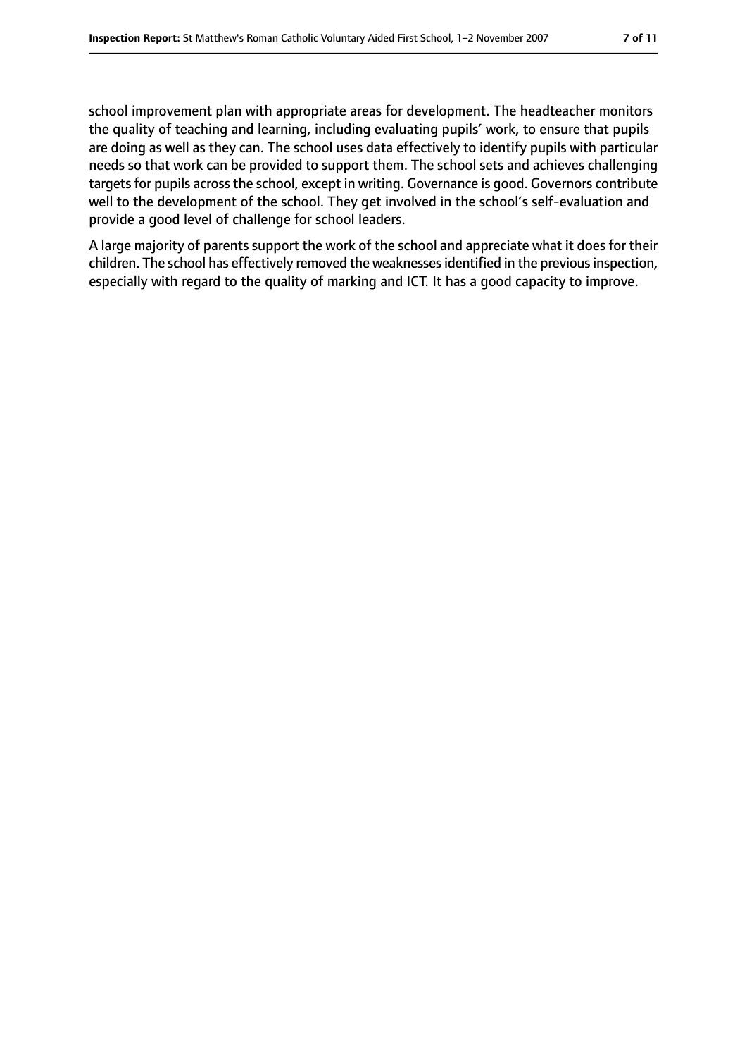school improvement plan with appropriate areas for development. The headteacher monitors the quality of teaching and learning, including evaluating pupils' work, to ensure that pupils are doing as well as they can. The school uses data effectively to identify pupils with particular needs so that work can be provided to support them. The school sets and achieves challenging targets for pupils across the school, except in writing. Governance is good. Governors contribute well to the development of the school. They get involved in the school's self-evaluation and provide a good level of challenge for school leaders.

A large majority of parents support the work of the school and appreciate what it does for their children. The school has effectively removed the weaknesses identified in the previous inspection, especially with regard to the quality of marking and ICT. It has a good capacity to improve.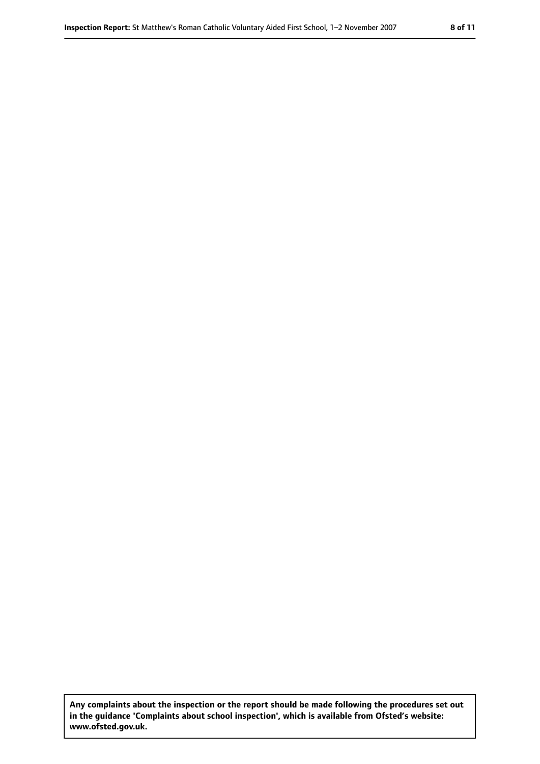**Any complaints about the inspection or the report should be made following the procedures set out in the guidance 'Complaints about school inspection', which is available from Ofsted's website: www.ofsted.gov.uk.**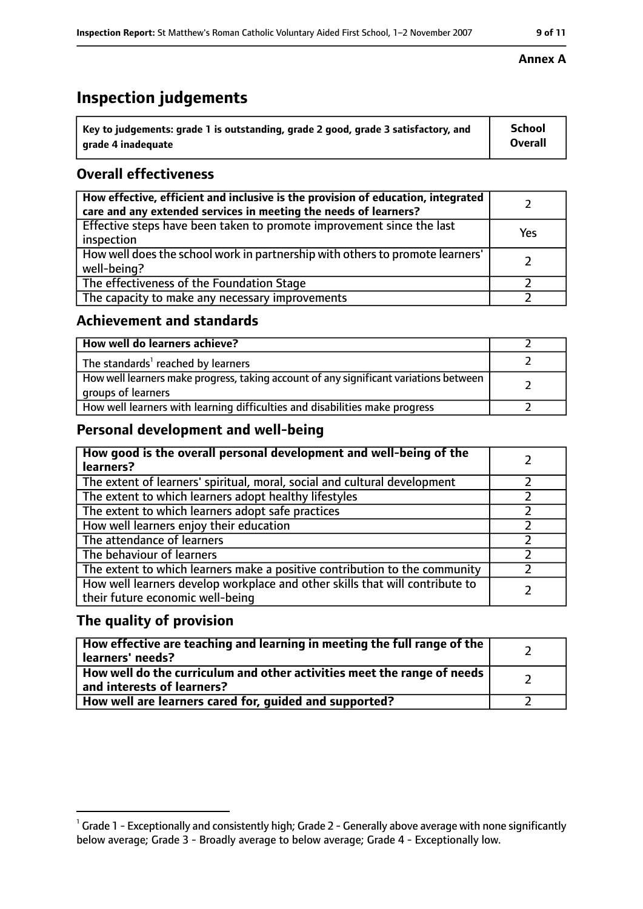**Annex A**

# Inspection judgements

| Key to judgements: grade 1 is outstanding, grade 2 good, grade 3 satisfactory, and grade 4 inadequate | School Overall |
| --- | --- |

## Overall effectiveness

| | |
| --- | --- |
| How effective, efficient and inclusive is the provision of education, integrated care and any extended services in meeting the needs of learners? | 2 |
| Effective steps have been taken to promote improvement since the last inspection | Yes |
| How well does the school work in partnership with others to promote learners' well-being? | 2 |
| The effectiveness of the Foundation Stage | 2 |
| The capacity to make any necessary improvements | 2 |

## Achievement and standards

| | |
| --- | --- |
| **How well do learners achieve?** | 2 |
| The standards[1] reached by learners | 2 |
| How well learners make progress, taking account of any significant variations between groups of learners | 2 |
| How well learners with learning difficulties and disabilities make progress | 2 |

## Personal development and well-being

| | |
| --- | --- |
| **How good is the overall personal development and well-being of the learners?** | 2 |
| The extent of learners' spiritual, moral, social and cultural development | 2 |
| The extent to which learners adopt healthy lifestyles | 2 |
| The extent to which learners adopt safe practices | 2 |
| How well learners enjoy their education | 2 |
| The attendance of learners | 2 |
| The behaviour of learners | 2 |
| The extent to which learners make a positive contribution to the community | 2 |
| How well learners develop workplace and other skills that will contribute to their future economic well-being | 2 |

## The quality of provision

| | |
| --- | --- |
| **How effective are teaching and learning in meeting the full range of the learners' needs?** | 2 |
| **How well do the curriculum and other activities meet the range of needs and interests of learners?** | 2 |
| **How well are learners cared for, guided and supported?** | 2 |

[1] Grade 1 - Exceptionally and consistently high; Grade 2 - Generally above average with none significantly below average; Grade 3 - Broadly average to below average; Grade 4 - Exceptionally low.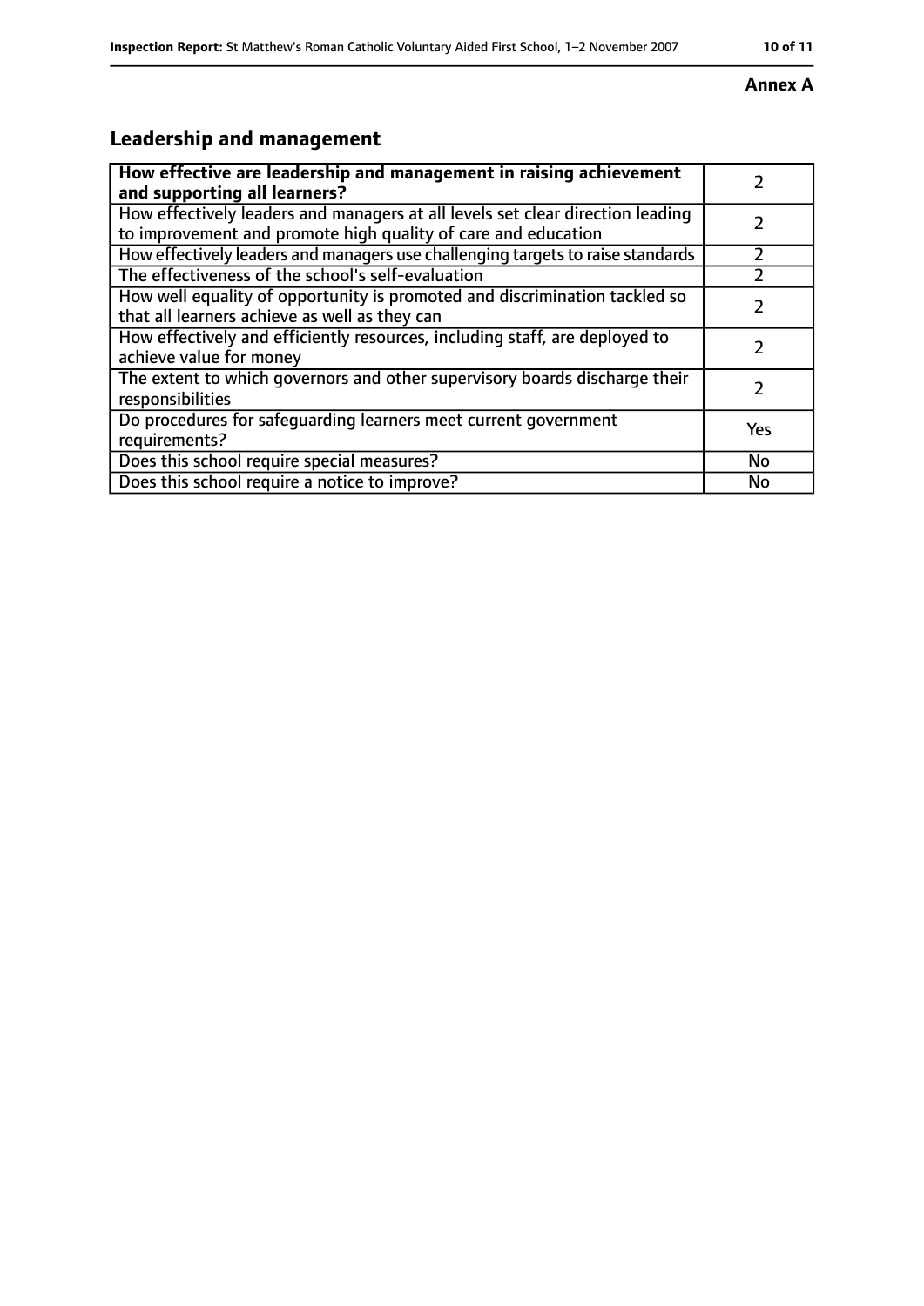**Annex A**

## Leadership and management

| | |
|---|---|
| **How effective are leadership and management in raising achievement and supporting all learners?** | 2 |
| How effectively leaders and managers at all levels set clear direction leading to improvement and promote high quality of care and education | 2 |
| How effectively leaders and managers use challenging targets to raise standards | 2 |
| The effectiveness of the school's self-evaluation | 2 |
| How well equality of opportunity is promoted and discrimination tackled so that all learners achieve as well as they can | 2 |
| How effectively and efficiently resources, including staff, are deployed to achieve value for money | 2 |
| The extent to which governors and other supervisory boards discharge their responsibilities | 2 |
| Do procedures for safeguarding learners meet current government requirements? | Yes |
| Does this school require special measures? | No |
| Does this school require a notice to improve? | No |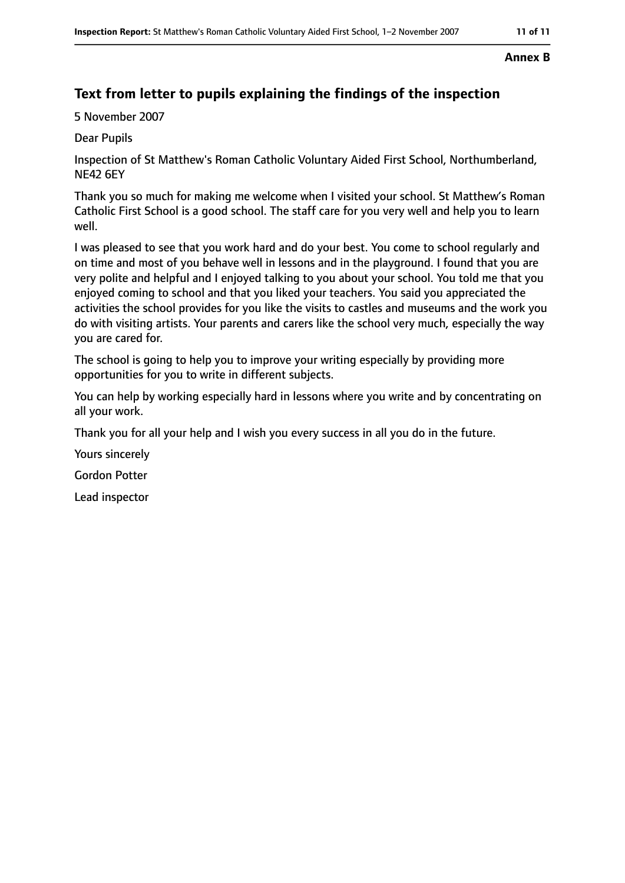**Annex B**

## Text from letter to pupils explaining the findings of the inspection

5 November 2007

Dear Pupils

Inspection of St Matthew's Roman Catholic Voluntary Aided First School, Northumberland, NE42 6EY

Thank you so much for making me welcome when I visited your school. St Matthew's Roman Catholic First School is a good school. The staff care for you very well and help you to learn well.

I was pleased to see that you work hard and do your best. You come to school regularly and on time and most of you behave well in lessons and in the playground. I found that you are very polite and helpful and I enjoyed talking to you about your school. You told me that you enjoyed coming to school and that you liked your teachers. You said you appreciated the activities the school provides for you like the visits to castles and museums and the work you do with visiting artists. Your parents and carers like the school very much, especially the way you are cared for.

The school is going to help you to improve your writing especially by providing more opportunities for you to write in different subjects.

You can help by working especially hard in lessons where you write and by concentrating on all your work.

Thank you for all your help and I wish you every success in all you do in the future.

Yours sincerely

Gordon Potter

Lead inspector